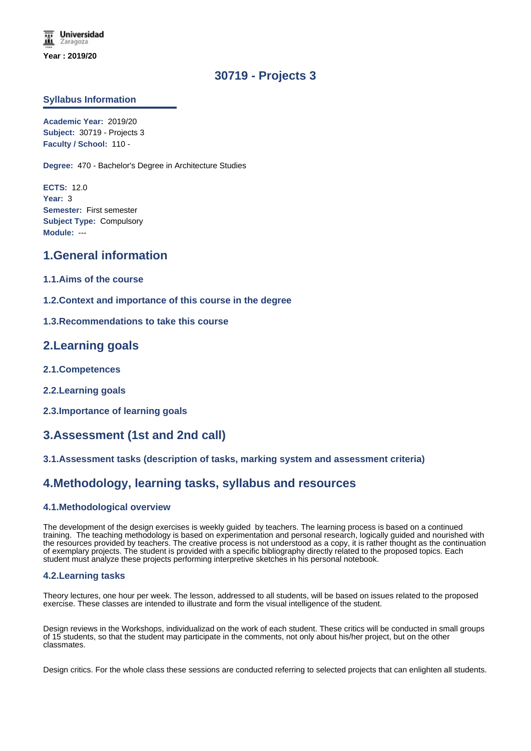Year : 2019/20

# 30719 - Projects 3

## Syllabus Information

**Academic Year:** 2019/20
**Subject:** 30719 - Projects 3
**Faculty / School:** 110 -

**Degree:** 470 - Bachelor's Degree in Architecture Studies

**ECTS:** 12.0
**Year:** 3
**Semester:** First semester
**Subject Type:** Compulsory
**Module:** ---

## 1.General information

### 1.1.Aims of the course

### 1.2.Context and importance of this course in the degree

### 1.3.Recommendations to take this course

## 2.Learning goals

### 2.1.Competences

### 2.2.Learning goals

### 2.3.Importance of learning goals

## 3.Assessment (1st and 2nd call)

### 3.1.Assessment tasks (description of tasks, marking system and assessment criteria)

## 4.Methodology, learning tasks, syllabus and resources

### 4.1.Methodological overview

The development of the design exercises is weekly guided by teachers. The learning process is based on a continued training. The teaching methodology is based on experimentation and personal research, logically guided and nourished with the resources provided by teachers. The creative process is not understood as a copy, it is rather thought as the continuation of exemplary projects. The student is provided with a specific bibliography directly related to the proposed topics. Each student must analyze these projects performing interpretive sketches in his personal notebook.

### 4.2.Learning tasks

Theory lectures, one hour per week. The lesson, addressed to all students, will be based on issues related to the proposed exercise. These classes are intended to illustrate and form the visual intelligence of the student.

Design reviews in the Workshops, individualizad on the work of each student. These critics will be conducted in small groups of 15 students, so that the student may participate in the comments, not only about his/her project, but on the other classmates.

Design critics. For the whole class these sessions are conducted referring to selected projects that can enlighten all students.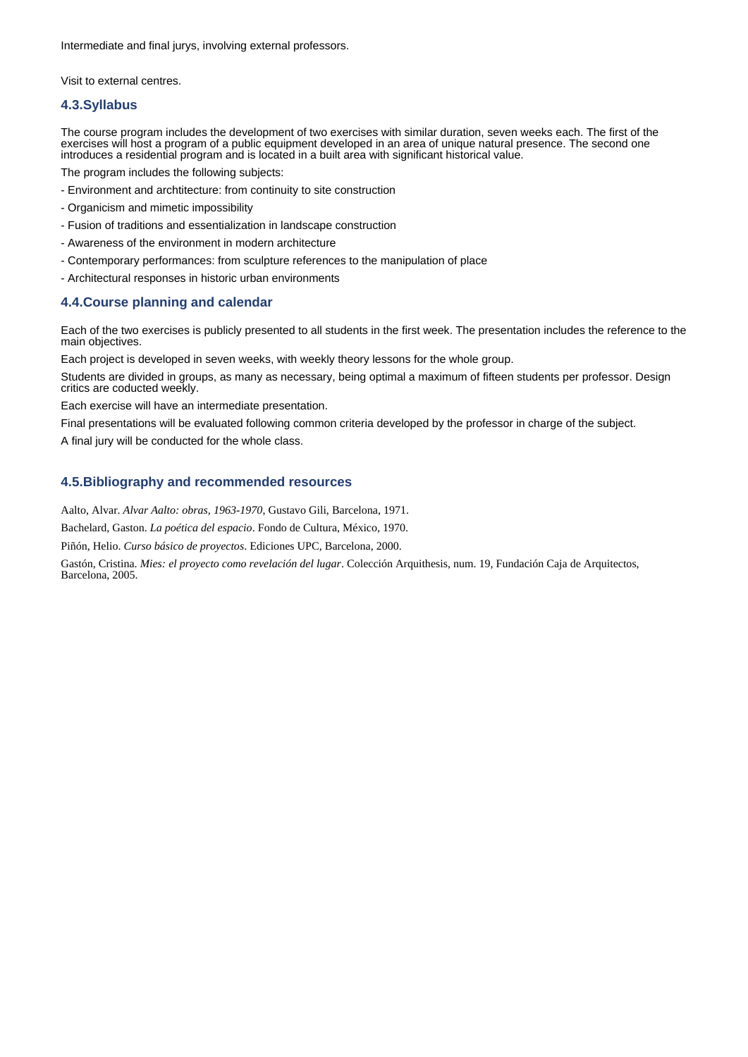Intermediate and final jurys, involving external professors.

Visit to external centres.

### 4.3.Syllabus

The course program includes the development of two exercises with similar duration, seven weeks each. The first of the exercises will host a program of a public equipment developed in an area of unique natural presence. The second one introduces a residential program and is located in a built area with significant historical value.

The program includes the following subjects:

- Environment and archtitecture: from continuity to site construction
- Organicism and mimetic impossibility
- Fusion of traditions and essentialization in landscape construction
- Awareness of the environment in modern architecture
- Contemporary performances: from sculpture references to the manipulation of place
- Architectural responses in historic urban environments

### 4.4.Course planning and calendar

Each of the two exercises is publicly presented to all students in the first week. The presentation includes the reference to the main objectives.

Each project is developed in seven weeks, with weekly theory lessons for the whole group.

Students are divided in groups, as many as necessary, being optimal a maximum of fifteen students per professor. Design critics are coducted weekly.

Each exercise will have an intermediate presentation.

Final presentations will be evaluated following common criteria developed by the professor in charge of the subject.

A final jury will be conducted for the whole class.

### 4.5.Bibliography and recommended resources

Aalto, Alvar. *Alvar Aalto: obras, 1963-1970*, Gustavo Gili, Barcelona, 1971.

Bachelard, Gaston. *La poética del espacio*. Fondo de Cultura, México, 1970.

Piñón, Helio. *Curso básico de proyectos*. Ediciones UPC, Barcelona, 2000.

Gastón, Cristina. *Mies: el proyecto como revelación del lugar*. Colección Arquithesis, num. 19, Fundación Caja de Arquitectos, Barcelona, 2005.